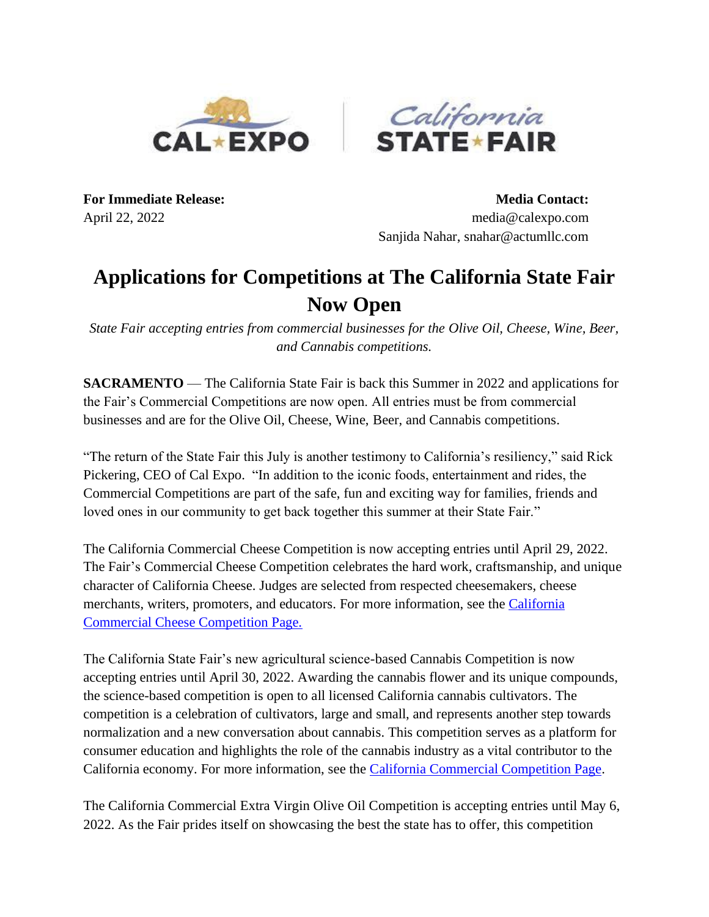**For Immediate Release:**
April 22, 2022

**Media Contact:**
media@calexpo.com
Sanjida Nahar, snahar@actumllc.com

# Applications for Competitions at The California State Fair Now Open

*State Fair accepting entries from commercial businesses for the Olive Oil, Cheese, Wine, Beer, and Cannabis competitions.*

**SACRAMENTO** — The California State Fair is back this Summer in 2022 and applications for the Fair's Commercial Competitions are now open. All entries must be from commercial businesses and are for the Olive Oil, Cheese, Wine, Beer, and Cannabis competitions.

"The return of the State Fair this July is another testimony to California's resiliency," said Rick Pickering, CEO of Cal Expo. "In addition to the iconic foods, entertainment and rides, the Commercial Competitions are part of the safe, fun and exciting way for families, friends and loved ones in our community to get back together this summer at their State Fair."

The California Commercial Cheese Competition is now accepting entries until April 29, 2022. The Fair's Commercial Cheese Competition celebrates the hard work, craftsmanship, and unique character of California Cheese. Judges are selected from respected cheesemakers, cheese merchants, writers, promoters, and educators. For more information, see the [California Commercial Cheese Competition Page.]()

The California State Fair's new agricultural science-based Cannabis Competition is now accepting entries until April 30, 2022. Awarding the cannabis flower and its unique compounds, the science-based competition is open to all licensed California cannabis cultivators. The competition is a celebration of cultivators, large and small, and represents another step towards normalization and a new conversation about cannabis. This competition serves as a platform for consumer education and highlights the role of the cannabis industry as a vital contributor to the California economy. For more information, see the [California Commercial Competition Page]().

The California Commercial Extra Virgin Olive Oil Competition is accepting entries until May 6, 2022. As the Fair prides itself on showcasing the best the state has to offer, this competition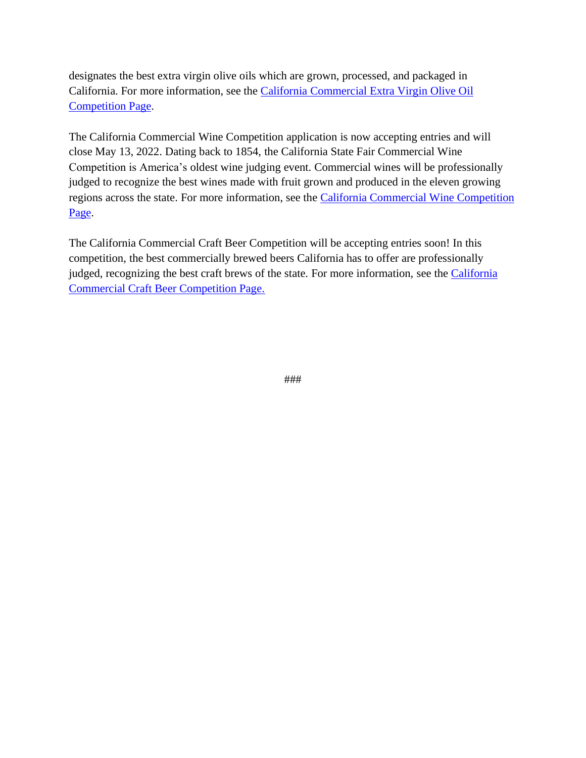designates the best extra virgin olive oils which are grown, processed, and packaged in California. For more information, see the California Commercial Extra Virgin Olive Oil Competition Page.

The California Commercial Wine Competition application is now accepting entries and will close May 13, 2022. Dating back to 1854, the California State Fair Commercial Wine Competition is America's oldest wine judging event. Commercial wines will be professionally judged to recognize the best wines made with fruit grown and produced in the eleven growing regions across the state. For more information, see the California Commercial Wine Competition Page.

The California Commercial Craft Beer Competition will be accepting entries soon! In this competition, the best commercially brewed beers California has to offer are professionally judged, recognizing the best craft brews of the state. For more information, see the California Commercial Craft Beer Competition Page.

###